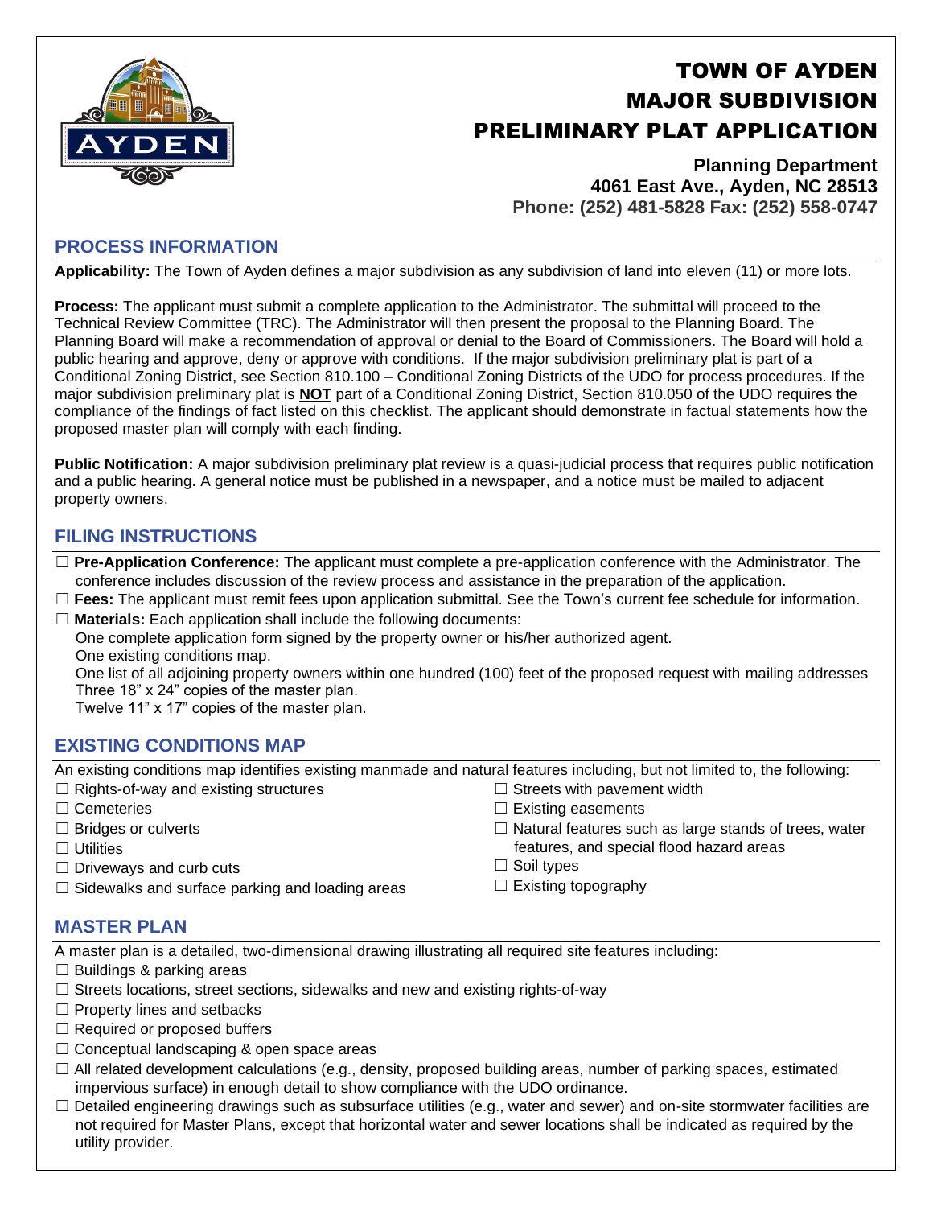# TOWN OF AYDEN
# MAJOR SUBDIVISION
# PRELIMINARY PLAT APPLICATION

**Planning Department**
**4061 East Ave., Ayden, NC 28513**
**Phone: (252) 481-5828 Fax: (252) 558-0747**

## PROCESS INFORMATION

**Applicability:** The Town of Ayden defines a major subdivision as any subdivision of land into eleven (11) or more lots.

**Process:** The applicant must submit a complete application to the Administrator. The submittal will proceed to the Technical Review Committee (TRC). The Administrator will then present the proposal to the Planning Board. The Planning Board will make a recommendation of approval or denial to the Board of Commissioners. The Board will hold a public hearing and approve, deny or approve with conditions. If the major subdivision preliminary plat is part of a Conditional Zoning District, see Section 810.100 – Conditional Zoning Districts of the UDO for process procedures. If the major subdivision preliminary plat is **NOT** part of a Conditional Zoning District, Section 810.050 of the UDO requires the compliance of the findings of fact listed on this checklist. The applicant should demonstrate in factual statements how the proposed master plan will comply with each finding.

**Public Notification:** A major subdivision preliminary plat review is a quasi-judicial process that requires public notification and a public hearing. A general notice must be published in a newspaper, and a notice must be mailed to adjacent property owners.

## FILING INSTRUCTIONS

- ☐ **Pre-Application Conference:** The applicant must complete a pre-application conference with the Administrator. The conference includes discussion of the review process and assistance in the preparation of the application.
- ☐ **Fees:** The applicant must remit fees upon application submittal. See the Town's current fee schedule for information.
- ☐ **Materials:** Each application shall include the following documents:
  One complete application form signed by the property owner or his/her authorized agent.
  One existing conditions map.
  One list of all adjoining property owners within one hundred (100) feet of the proposed request with mailing addresses
  Three 18" x 24" copies of the master plan.
  Twelve 11" x 17" copies of the master plan.

## EXISTING CONDITIONS MAP

An existing conditions map identifies existing manmade and natural features including, but not limited to, the following:

- ☐ Rights-of-way and existing structures
- ☐ Cemeteries
- ☐ Bridges or culverts
- ☐ Utilities
- ☐ Driveways and curb cuts
- ☐ Sidewalks and surface parking and loading areas
- ☐ Streets with pavement width
- ☐ Existing easements
- ☐ Natural features such as large stands of trees, water features, and special flood hazard areas
- ☐ Soil types
- ☐ Existing topography

## MASTER PLAN

A master plan is a detailed, two-dimensional drawing illustrating all required site features including:

- ☐ Buildings & parking areas
- ☐ Streets locations, street sections, sidewalks and new and existing rights-of-way
- ☐ Property lines and setbacks
- ☐ Required or proposed buffers
- ☐ Conceptual landscaping & open space areas
- ☐ All related development calculations (e.g., density, proposed building areas, number of parking spaces, estimated impervious surface) in enough detail to show compliance with the UDO ordinance.
- ☐ Detailed engineering drawings such as subsurface utilities (e.g., water and sewer) and on-site stormwater facilities are not required for Master Plans, except that horizontal water and sewer locations shall be indicated as required by the utility provider.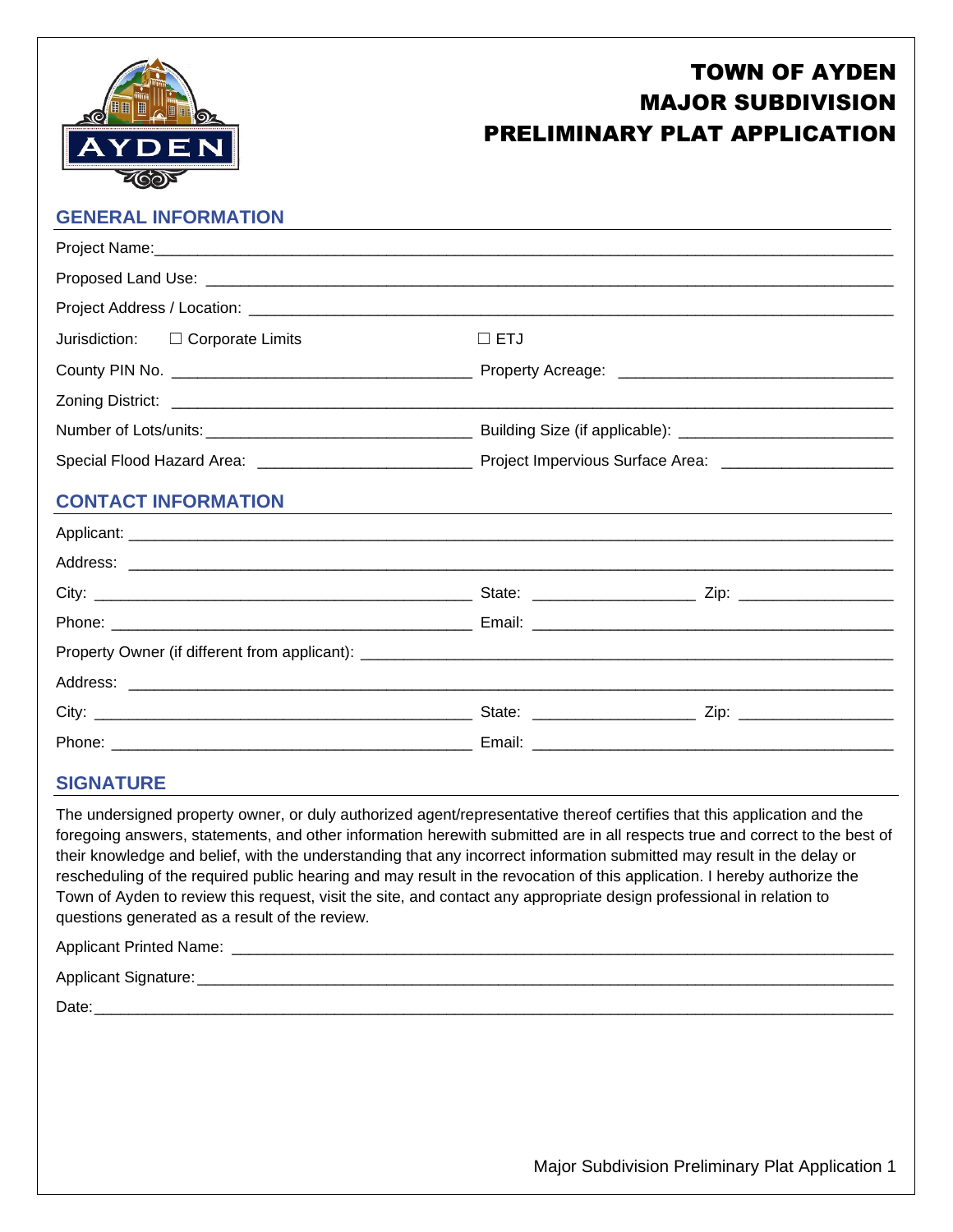# TOWN OF AYDEN
# MAJOR SUBDIVISION
# PRELIMINARY PLAT APPLICATION

## GENERAL INFORMATION

Project Name:_______________________________________________________________________________

Proposed Land Use: __________________________________________________________________________

Project Address / Location: ____________________________________________________________________

Jurisdiction: ☐ Corporate Limits ☐ ETJ

County PIN No. ________________________________ Property Acreage: ______________________________

Zoning District: _______________________________________________________________________________

Number of Lots/units: ____________________________ Building Size (if applicable): _______________________

Special Flood Hazard Area: _______________________ Project Impervious Surface Area: ___________________

## CONTACT INFORMATION

Applicant: ____________________________________________________________________________________

Address: _____________________________________________________________________________________

City: ________________________________________ State: __________________ Zip: _________________

Phone: ______________________________________ Email: __________________________________________

Property Owner (if different from applicant): ________________________________________________________

Address: _____________________________________________________________________________________

City: ________________________________________ State: __________________ Zip: _________________

Phone: ______________________________________ Email: __________________________________________

## SIGNATURE

The undersigned property owner, or duly authorized agent/representative thereof certifies that this application and the foregoing answers, statements, and other information herewith submitted are in all respects true and correct to the best of their knowledge and belief, with the understanding that any incorrect information submitted may result in the delay or rescheduling of the required public hearing and may result in the revocation of this application. I hereby authorize the Town of Ayden to review this request, visit the site, and contact any appropriate design professional in relation to questions generated as a result of the review.

Applicant Printed Name: _______________________________________________________________________

Applicant Signature:___________________________________________________________________________

Date:_______________________________________________________________________________________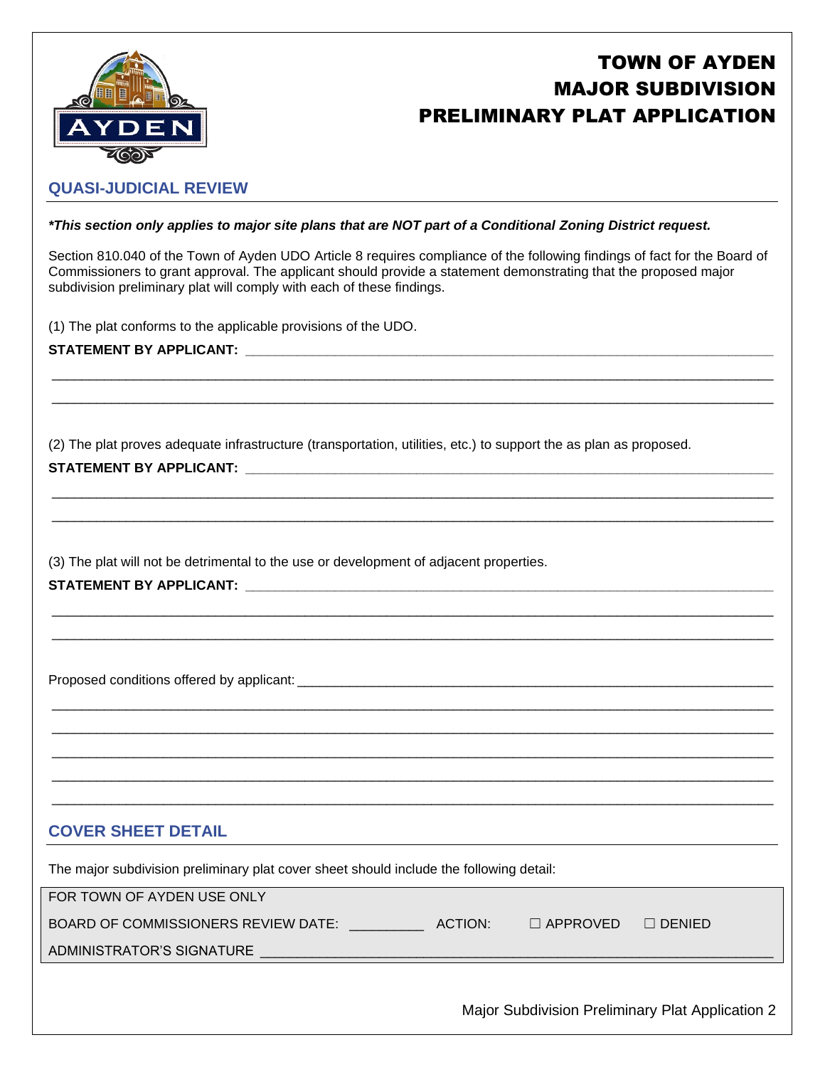# TOWN OF AYDEN MAJOR SUBDIVISION PRELIMINARY PLAT APPLICATION

## QUASI-JUDICIAL REVIEW

***This section only applies to major site plans that are NOT part of a Conditional Zoning District request.***

Section 810.040 of the Town of Ayden UDO Article 8 requires compliance of the following findings of fact for the Board of Commissioners to grant approval. The applicant should provide a statement demonstrating that the proposed major subdivision preliminary plat will comply with each of these findings.

(1) The plat conforms to the applicable provisions of the UDO.

**STATEMENT BY APPLICANT:** ______________________________________________

______________________________________________

______________________________________________

(2) The plat proves adequate infrastructure (transportation, utilities, etc.) to support the as plan as proposed.

**STATEMENT BY APPLICANT:** ______________________________________________

______________________________________________

______________________________________________

(3) The plat will not be detrimental to the use or development of adjacent properties.

**STATEMENT BY APPLICANT:** ______________________________________________

______________________________________________

______________________________________________

Proposed conditions offered by applicant: ______________________________________________

______________________________________________

______________________________________________

______________________________________________

______________________________________________

______________________________________________

## COVER SHEET DETAIL

The major subdivision preliminary plat cover sheet should include the following detail:

| FOR TOWN OF AYDEN USE ONLY |
|---|
| BOARD OF COMMISSIONERS REVIEW DATE: _________ ACTION: ☐ APPROVED ☐ DENIED |
| ADMINISTRATOR'S SIGNATURE ______________________________________________ |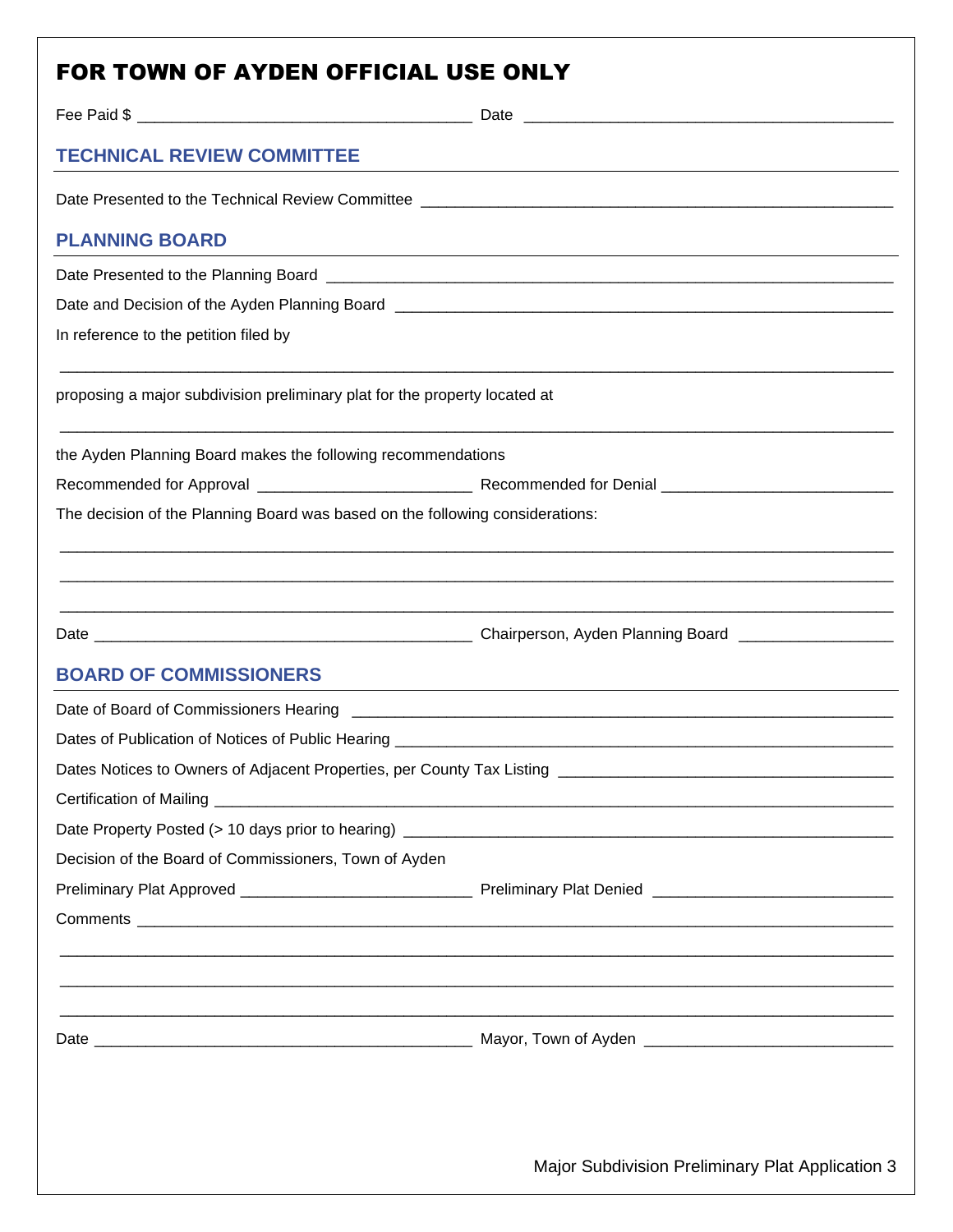# FOR TOWN OF AYDEN OFFICIAL USE ONLY

Fee Paid $ ______________________________ Date ______________________________

## TECHNICAL REVIEW COMMITTEE

Date Presented to the Technical Review Committee ______________________________

## PLANNING BOARD

Date Presented to the Planning Board ______________________________

Date and Decision of the Ayden Planning Board ______________________________

In reference to the petition filed by

______________________________________________________________________

proposing a major subdivision preliminary plat for the property located at

______________________________________________________________________

the Ayden Planning Board makes the following recommendations

Recommended for Approval ____________________ Recommended for Denial ____________________

The decision of the Planning Board was based on the following considerations:

______________________________________________________________________

______________________________________________________________________

______________________________________________________________________

Date ______________________________ Chairperson, Ayden Planning Board ______________

## BOARD OF COMMISSIONERS

Date of Board of Commissioners Hearing ______________________________

Dates of Publication of Notices of Public Hearing ______________________________

Dates Notices to Owners of Adjacent Properties, per County Tax Listing ______________________________

Certification of Mailing ______________________________

Date Property Posted (> 10 days prior to hearing) ______________________________

Decision of the Board of Commissioners, Town of Ayden

Preliminary Plat Approved ____________________ Preliminary Plat Denied ____________________

Comments ______________________________________________________________

______________________________________________________________________

______________________________________________________________________

______________________________________________________________________

Date ______________________________ Mayor, Town of Ayden ______________________